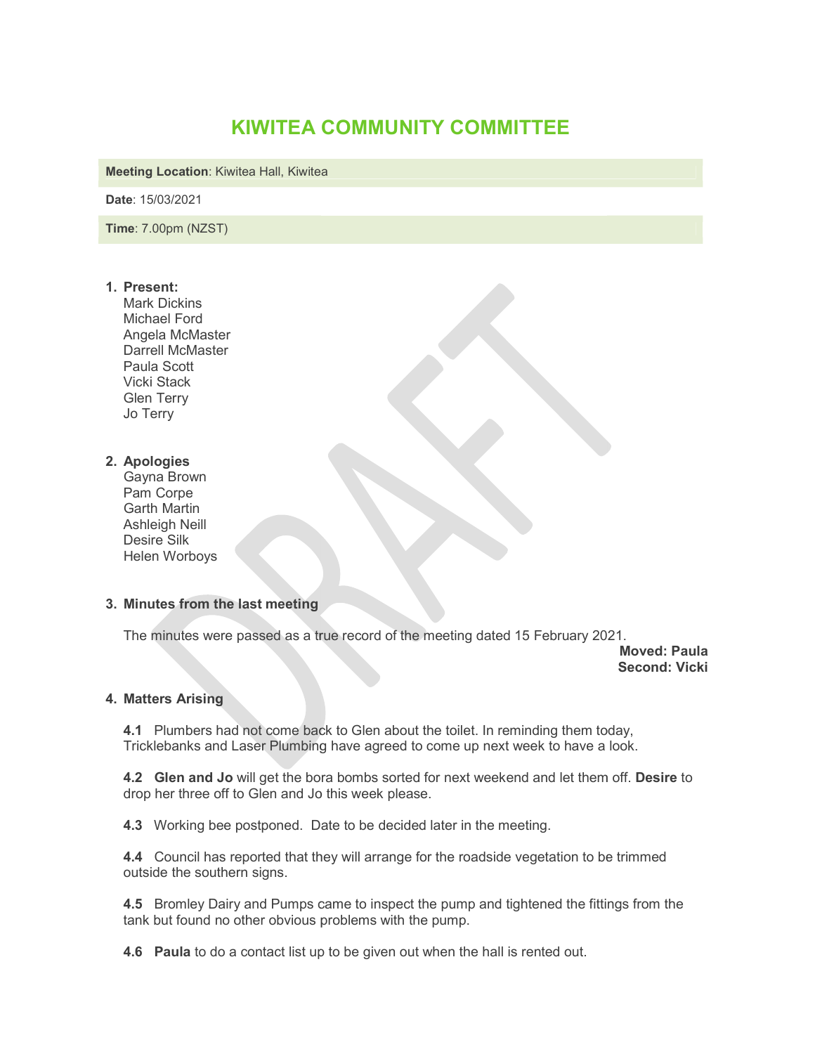# KIWITEA COMMUNITY COMMITTEE

**Meeting Location**: Kiwitea Hall, Kiwitea

**Date**: 15/03/2021

**Time**: 7.00pm (NZST)

1. **Present:**
   Mark Dickins
   Michael Ford
   Angela McMaster
   Darrell McMaster
   Paula Scott
   Vicki Stack
   Glen Terry
   Jo Terry

2. **Apologies**
   Gayna Brown
   Pam Corpe
   Garth Martin
   Ashleigh Neill
   Desire Silk
   Helen Worboys

3. **Minutes from the last meeting**

   The minutes were passed as a true record of the meeting dated 15 February 2021.

   **Moved: Paula**
   **Second: Vicki**

4. **Matters Arising**

   **4.1** Plumbers had not come back to Glen about the toilet. In reminding them today, Tricklebanks and Laser Plumbing have agreed to come up next week to have a look.

   **4.2** **Glen and Jo** will get the bora bombs sorted for next weekend and let them off. **Desire** to drop her three off to Glen and Jo this week please.

   **4.3** Working bee postponed. Date to be decided later in the meeting.

   **4.4** Council has reported that they will arrange for the roadside vegetation to be trimmed outside the southern signs.

   **4.5** Bromley Dairy and Pumps came to inspect the pump and tightened the fittings from the tank but found no other obvious problems with the pump.

   **4.6** **Paula** to do a contact list up to be given out when the hall is rented out.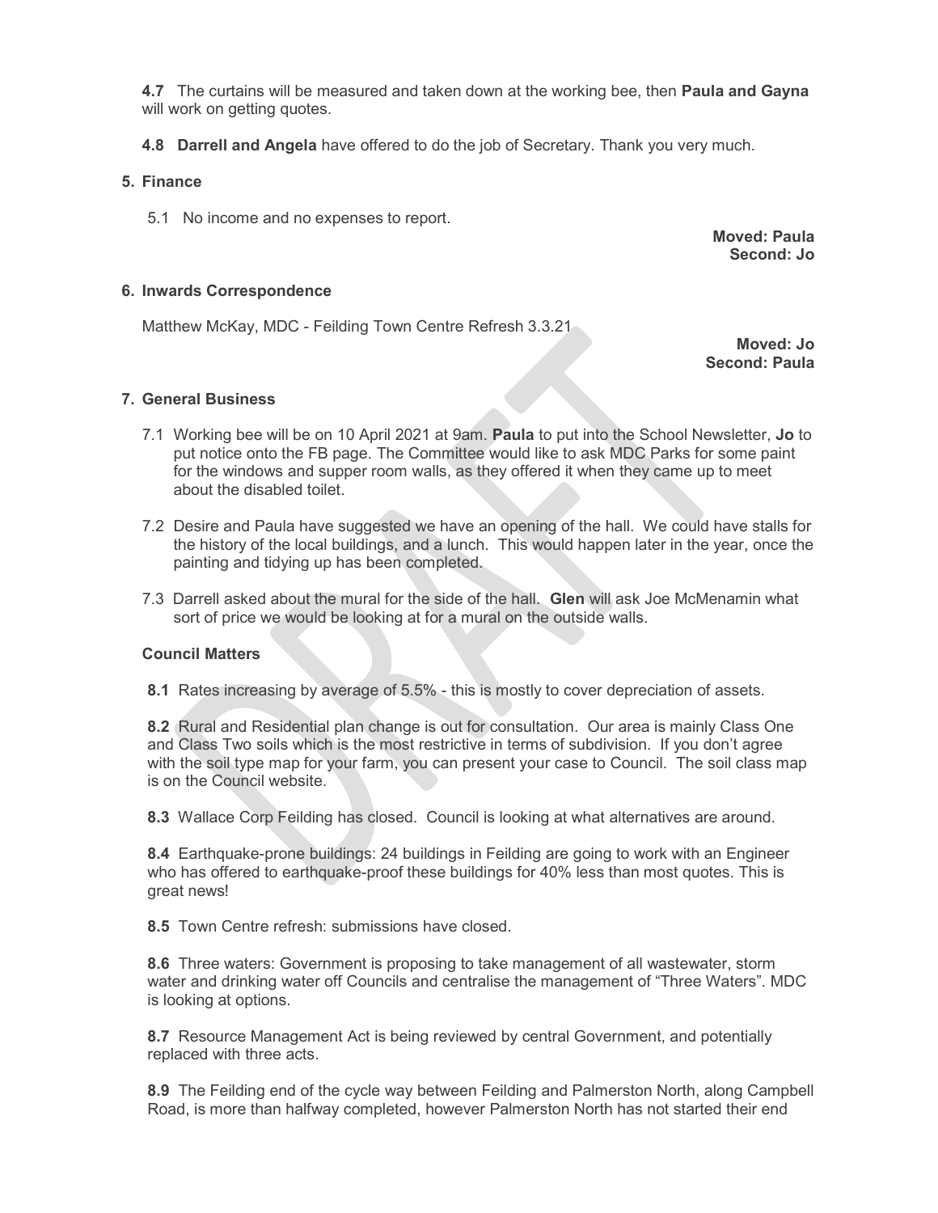**4.7** The curtains will be measured and taken down at the working bee, then **Paula and Gayna** will work on getting quotes.

**4.8** **Darrell and Angela** have offered to do the job of Secretary. Thank you very much.

## 5. Finance

5.1 No income and no expenses to report.

**Moved: Paula**
**Second: Jo**

## 6. Inwards Correspondence

Matthew McKay, MDC - Feilding Town Centre Refresh 3.3.21

**Moved: Jo**
**Second: Paula**

## 7. General Business

7.1 Working bee will be on 10 April 2021 at 9am. **Paula** to put into the School Newsletter, **Jo** to put notice onto the FB page. The Committee would like to ask MDC Parks for some paint for the windows and supper room walls, as they offered it when they came up to meet about the disabled toilet.

7.2 Desire and Paula have suggested we have an opening of the hall. We could have stalls for the history of the local buildings, and a lunch. This would happen later in the year, once the painting and tidying up has been completed.

7.3 Darrell asked about the mural for the side of the hall. **Glen** will ask Joe McMenamin what sort of price we would be looking at for a mural on the outside walls.

**Council Matters**

**8.1** Rates increasing by average of 5.5% - this is mostly to cover depreciation of assets.

**8.2** Rural and Residential plan change is out for consultation. Our area is mainly Class One and Class Two soils which is the most restrictive in terms of subdivision. If you don't agree with the soil type map for your farm, you can present your case to Council. The soil class map is on the Council website.

**8.3** Wallace Corp Feilding has closed. Council is looking at what alternatives are around.

**8.4** Earthquake-prone buildings: 24 buildings in Feilding are going to work with an Engineer who has offered to earthquake-proof these buildings for 40% less than most quotes. This is great news!

**8.5** Town Centre refresh: submissions have closed.

**8.6** Three waters: Government is proposing to take management of all wastewater, storm water and drinking water off Councils and centralise the management of "Three Waters". MDC is looking at options.

**8.7** Resource Management Act is being reviewed by central Government, and potentially replaced with three acts.

**8.9** The Feilding end of the cycle way between Feilding and Palmerston North, along Campbell Road, is more than halfway completed, however Palmerston North has not started their end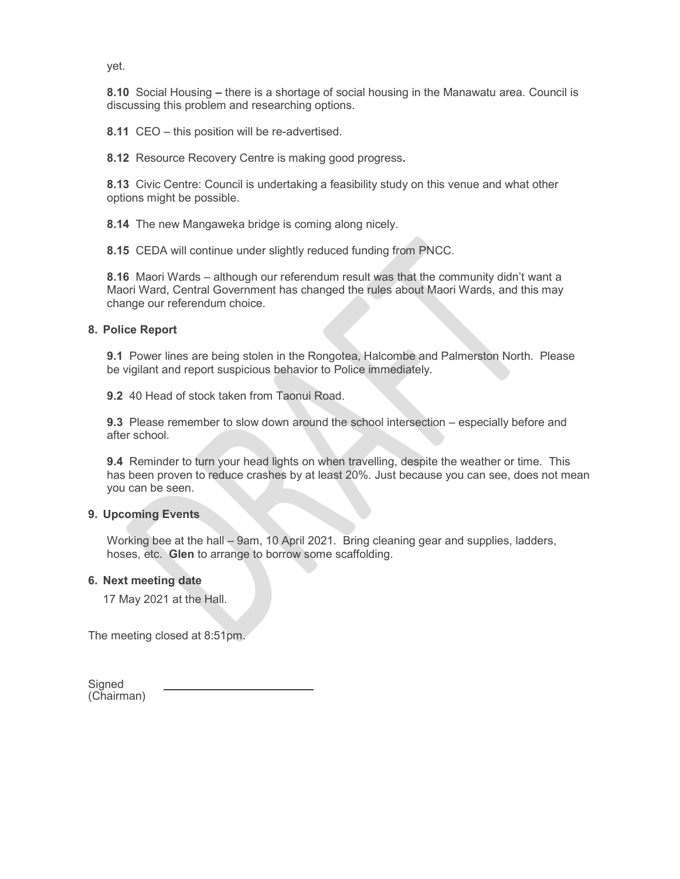yet.

**8.10** Social Housing **–** there is a shortage of social housing in the Manawatu area. Council is discussing this problem and researching options.

**8.11** CEO – this position will be re-advertised.

**8.12** Resource Recovery Centre is making good progress**.**

**8.13** Civic Centre: Council is undertaking a feasibility study on this venue and what other options might be possible.

**8.14** The new Mangaweka bridge is coming along nicely.

**8.15** CEDA will continue under slightly reduced funding from PNCC.

**8.16** Maori Wards – although our referendum result was that the community didn't want a Maori Ward, Central Government has changed the rules about Maori Wards, and this may change our referendum choice.

**8. Police Report**

**9.1** Power lines are being stolen in the Rongotea, Halcombe and Palmerston North. Please be vigilant and report suspicious behavior to Police immediately.

**9.2** 40 Head of stock taken from Taonui Road.

**9.3** Please remember to slow down around the school intersection – especially before and after school.

**9.4** Reminder to turn your head lights on when travelling, despite the weather or time. This has been proven to reduce crashes by at least 20%. Just because you can see, does not mean you can be seen.

**9. Upcoming Events**

Working bee at the hall – 9am, 10 April 2021. Bring cleaning gear and supplies, ladders, hoses, etc. **Glen** to arrange to borrow some scaffolding.

**6. Next meeting date**

17 May 2021 at the Hall.

The meeting closed at 8:51pm.

Signed
(Chairman) \_\_\_\_\_\_\_\_\_\_\_\_\_\_\_\_\_\_\_\_\_\_\_\_